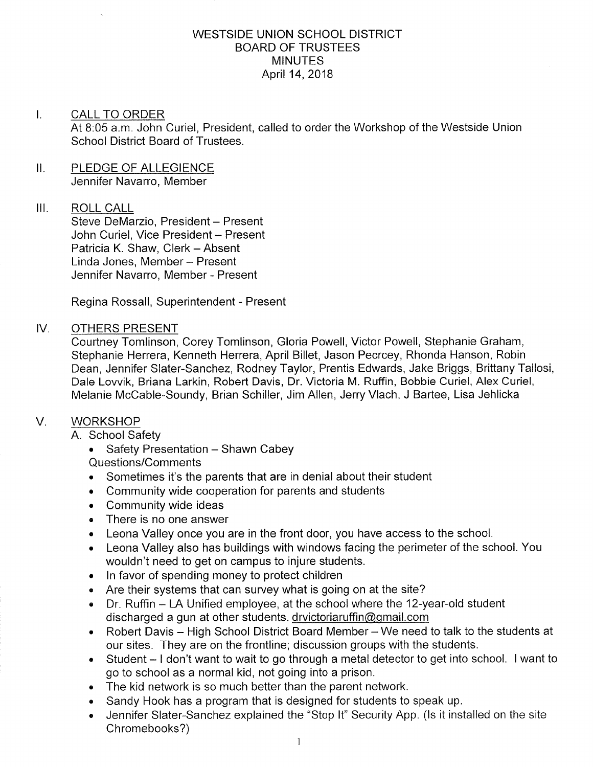# WESTSIDE UNION SCHOOL DISTRICT
# BOARD OF TRUSTEES
# MINUTES
April 14, 2018

## I. CALL TO ORDER

At 8:05 a.m. John Curiel, President, called to order the Workshop of the Westside Union School District Board of Trustees.

## II. PLEDGE OF ALLEGIENCE

Jennifer Navarro, Member

## III. ROLL CALL

Steve DeMarzio, President – Present
John Curiel, Vice President – Present
Patricia K. Shaw, Clerk – Absent
Linda Jones, Member – Present
Jennifer Navarro, Member - Present

Regina Rossall, Superintendent - Present

## IV. OTHERS PRESENT

Courtney Tomlinson, Corey Tomlinson, Gloria Powell, Victor Powell, Stephanie Graham, Stephanie Herrera, Kenneth Herrera, April Billet, Jason Pecrcey, Rhonda Hanson, Robin Dean, Jennifer Slater-Sanchez, Rodney Taylor, Prentis Edwards, Jake Briggs, Brittany Tallosi, Dale Lovvik, Briana Larkin, Robert Davis, Dr. Victoria M. Ruffin, Bobbie Curiel, Alex Curiel, Melanie McCable-Soundy, Brian Schiller, Jim Allen, Jerry Vlach, J Bartee, Lisa Jehlicka

## V. WORKSHOP

A. School Safety

- Safety Presentation – Shawn Cabey

Questions/Comments

- Sometimes it's the parents that are in denial about their student
- Community wide cooperation for parents and students
- Community wide ideas
- There is no one answer
- Leona Valley once you are in the front door, you have access to the school.
- Leona Valley also has buildings with windows facing the perimeter of the school. You wouldn't need to get on campus to injure students.
- In favor of spending money to protect children
- Are their systems that can survey what is going on at the site?
- Dr. Ruffin – LA Unified employee, at the school where the 12-year-old student discharged a gun at other students. drvictoriaruffin@gmail.com
- Robert Davis – High School District Board Member – We need to talk to the students at our sites. They are on the frontline; discussion groups with the students.
- Student – I don't want to wait to go through a metal detector to get into school. I want to go to school as a normal kid, not going into a prison.
- The kid network is so much better than the parent network.
- Sandy Hook has a program that is designed for students to speak up.
- Jennifer Slater-Sanchez explained the "Stop It" Security App. (Is it installed on the site Chromebooks?)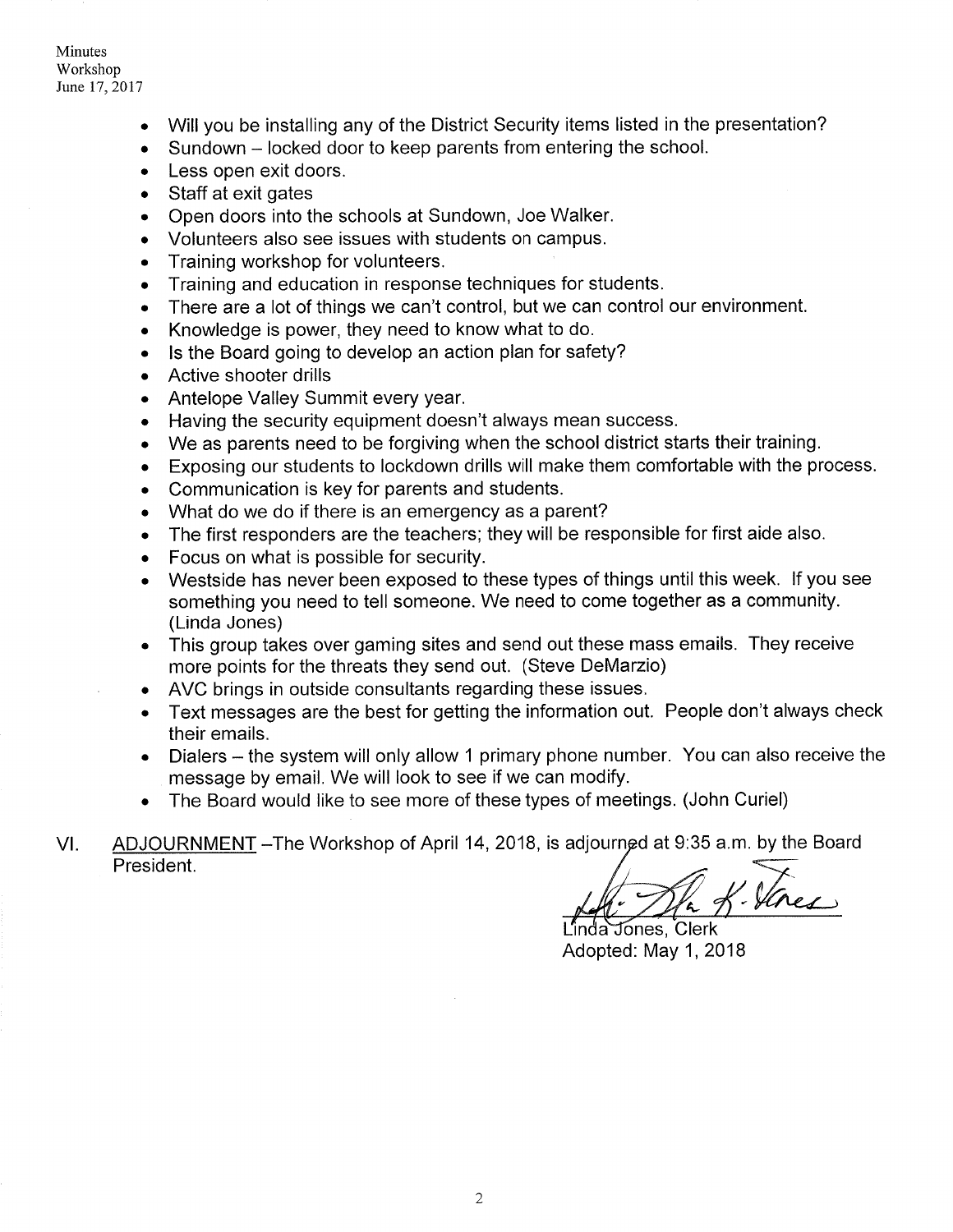- Will you be installing any of the District Security items listed in the presentation?
- Sundown – locked door to keep parents from entering the school.
- Less open exit doors.
- Staff at exit gates
- Open doors into the schools at Sundown, Joe Walker.
- Volunteers also see issues with students on campus.
- Training workshop for volunteers.
- Training and education in response techniques for students.
- There are a lot of things we can't control, but we can control our environment.
- Knowledge is power, they need to know what to do.
- Is the Board going to develop an action plan for safety?
- Active shooter drills
- Antelope Valley Summit every year.
- Having the security equipment doesn't always mean success.
- We as parents need to be forgiving when the school district starts their training.
- Exposing our students to lockdown drills will make them comfortable with the process.
- Communication is key for parents and students.
- What do we do if there is an emergency as a parent?
- The first responders are the teachers; they will be responsible for first aide also.
- Focus on what is possible for security.
- Westside has never been exposed to these types of things until this week. If you see something you need to tell someone. We need to come together as a community. (Linda Jones)
- This group takes over gaming sites and send out these mass emails. They receive more points for the threats they send out. (Steve DeMarzio)
- AVC brings in outside consultants regarding these issues.
- Text messages are the best for getting the information out. People don't always check their emails.
- Dialers – the system will only allow 1 primary phone number. You can also receive the message by email. We will look to see if we can modify.
- The Board would like to see more of these types of meetings. (John Curiel)

VI. ADJOURNMENT –The Workshop of April 14, 2018, is adjourned at 9:35 a.m. by the Board President.

Linda Jones, Clerk
Adopted: May 1, 2018